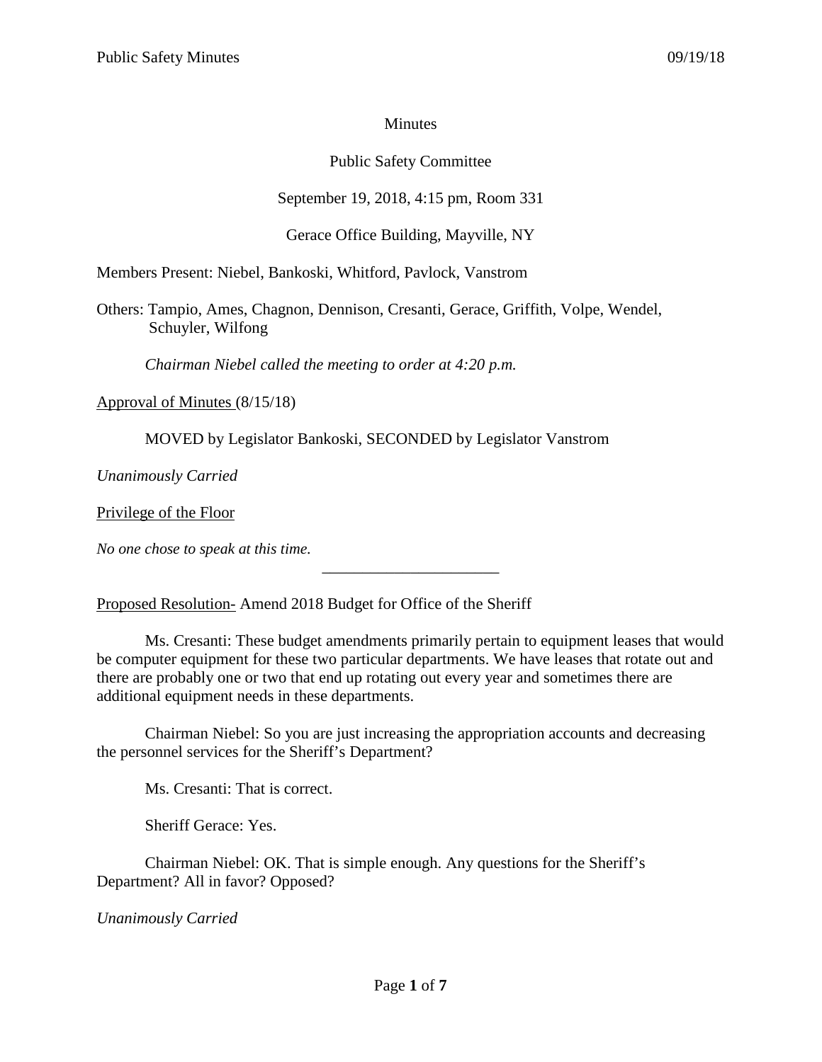Minutes

Public Safety Committee

September 19, 2018, 4:15 pm, Room 331

Gerace Office Building, Mayville, NY

Members Present: Niebel, Bankoski, Whitford, Pavlock, Vanstrom

Others: Tampio, Ames, Chagnon, Dennison, Cresanti, Gerace, Griffith, Volpe, Wendel, Schuyler, Wilfong

*Chairman Niebel called the meeting to order at 4:20 p.m.*

Approval of Minutes (8/15/18)

MOVED by Legislator Bankoski, SECONDED by Legislator Vanstrom

*Unanimously Carried*

Privilege of the Floor

*No one chose to speak at this time.*

---

Proposed Resolution- Amend 2018 Budget for Office of the Sheriff

Ms. Cresanti: These budget amendments primarily pertain to equipment leases that would be computer equipment for these two particular departments. We have leases that rotate out and there are probably one or two that end up rotating out every year and sometimes there are additional equipment needs in these departments.

Chairman Niebel: So you are just increasing the appropriation accounts and decreasing the personnel services for the Sheriff's Department?

Ms. Cresanti: That is correct.

Sheriff Gerace: Yes.

Chairman Niebel: OK. That is simple enough. Any questions for the Sheriff's Department? All in favor? Opposed?

*Unanimously Carried*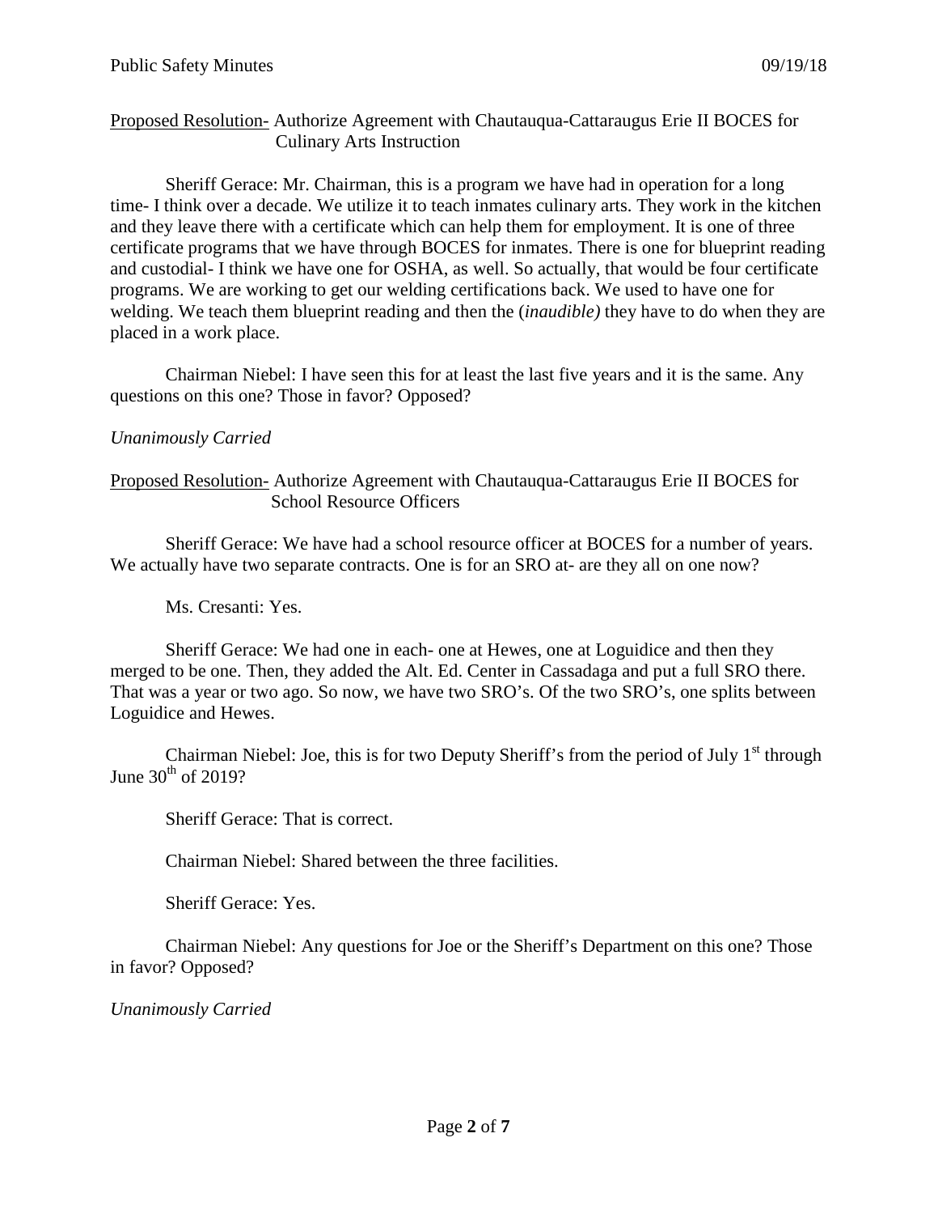<u>Proposed Resolution-</u> Authorize Agreement with Chautauqua-Cattaraugus Erie II BOCES for Culinary Arts Instruction

Sheriff Gerace: Mr. Chairman, this is a program we have had in operation for a long time- I think over a decade. We utilize it to teach inmates culinary arts. They work in the kitchen and they leave there with a certificate which can help them for employment. It is one of three certificate programs that we have through BOCES for inmates. There is one for blueprint reading and custodial- I think we have one for OSHA, as well. So actually, that would be four certificate programs. We are working to get our welding certifications back. We used to have one for welding. We teach them blueprint reading and then the (*inaudible)* they have to do when they are placed in a work place.

Chairman Niebel: I have seen this for at least the last five years and it is the same. Any questions on this one? Those in favor? Opposed?

*Unanimously Carried*

<u>Proposed Resolution-</u> Authorize Agreement with Chautauqua-Cattaraugus Erie II BOCES for School Resource Officers

Sheriff Gerace: We have had a school resource officer at BOCES for a number of years. We actually have two separate contracts. One is for an SRO at- are they all on one now?

Ms. Cresanti: Yes.

Sheriff Gerace: We had one in each- one at Hewes, one at Loguidice and then they merged to be one. Then, they added the Alt. Ed. Center in Cassadaga and put a full SRO there. That was a year or two ago. So now, we have two SRO's. Of the two SRO's, one splits between Loguidice and Hewes.

Chairman Niebel: Joe, this is for two Deputy Sheriff's from the period of July 1st through June 30th of 2019?

Sheriff Gerace: That is correct.

Chairman Niebel: Shared between the three facilities.

Sheriff Gerace: Yes.

Chairman Niebel: Any questions for Joe or the Sheriff's Department on this one? Those in favor? Opposed?

*Unanimously Carried*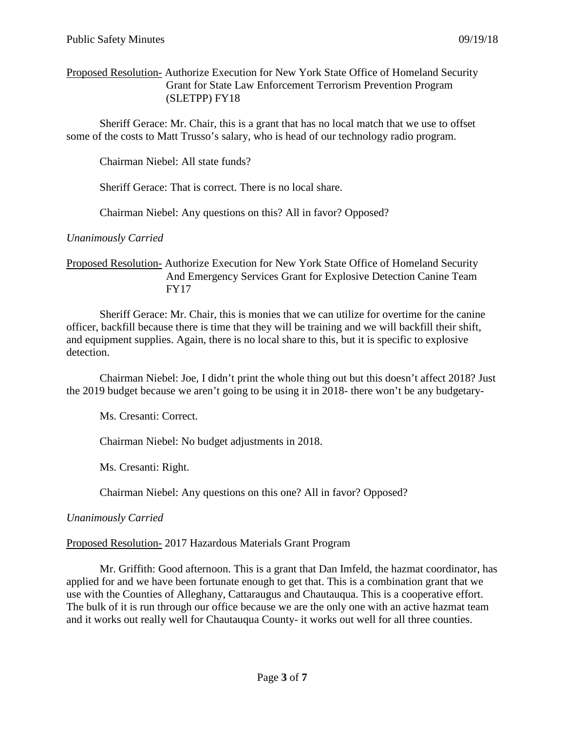<u>Proposed Resolution-</u> Authorize Execution for New York State Office of Homeland Security Grant for State Law Enforcement Terrorism Prevention Program (SLETPP) FY18

Sheriff Gerace: Mr. Chair, this is a grant that has no local match that we use to offset some of the costs to Matt Trusso's salary, who is head of our technology radio program.

Chairman Niebel: All state funds?

Sheriff Gerace: That is correct. There is no local share.

Chairman Niebel: Any questions on this? All in favor? Opposed?

*Unanimously Carried*

<u>Proposed Resolution-</u> Authorize Execution for New York State Office of Homeland Security And Emergency Services Grant for Explosive Detection Canine Team FY17

Sheriff Gerace: Mr. Chair, this is monies that we can utilize for overtime for the canine officer, backfill because there is time that they will be training and we will backfill their shift, and equipment supplies. Again, there is no local share to this, but it is specific to explosive detection.

Chairman Niebel: Joe, I didn't print the whole thing out but this doesn't affect 2018? Just the 2019 budget because we aren't going to be using it in 2018- there won't be any budgetary-

Ms. Cresanti: Correct.

Chairman Niebel: No budget adjustments in 2018.

Ms. Cresanti: Right.

Chairman Niebel: Any questions on this one? All in favor? Opposed?

*Unanimously Carried*

<u>Proposed Resolution-</u> 2017 Hazardous Materials Grant Program

Mr. Griffith: Good afternoon. This is a grant that Dan Imfeld, the hazmat coordinator, has applied for and we have been fortunate enough to get that. This is a combination grant that we use with the Counties of Alleghany, Cattaraugus and Chautauqua. This is a cooperative effort. The bulk of it is run through our office because we are the only one with an active hazmat team and it works out really well for Chautauqua County- it works out well for all three counties.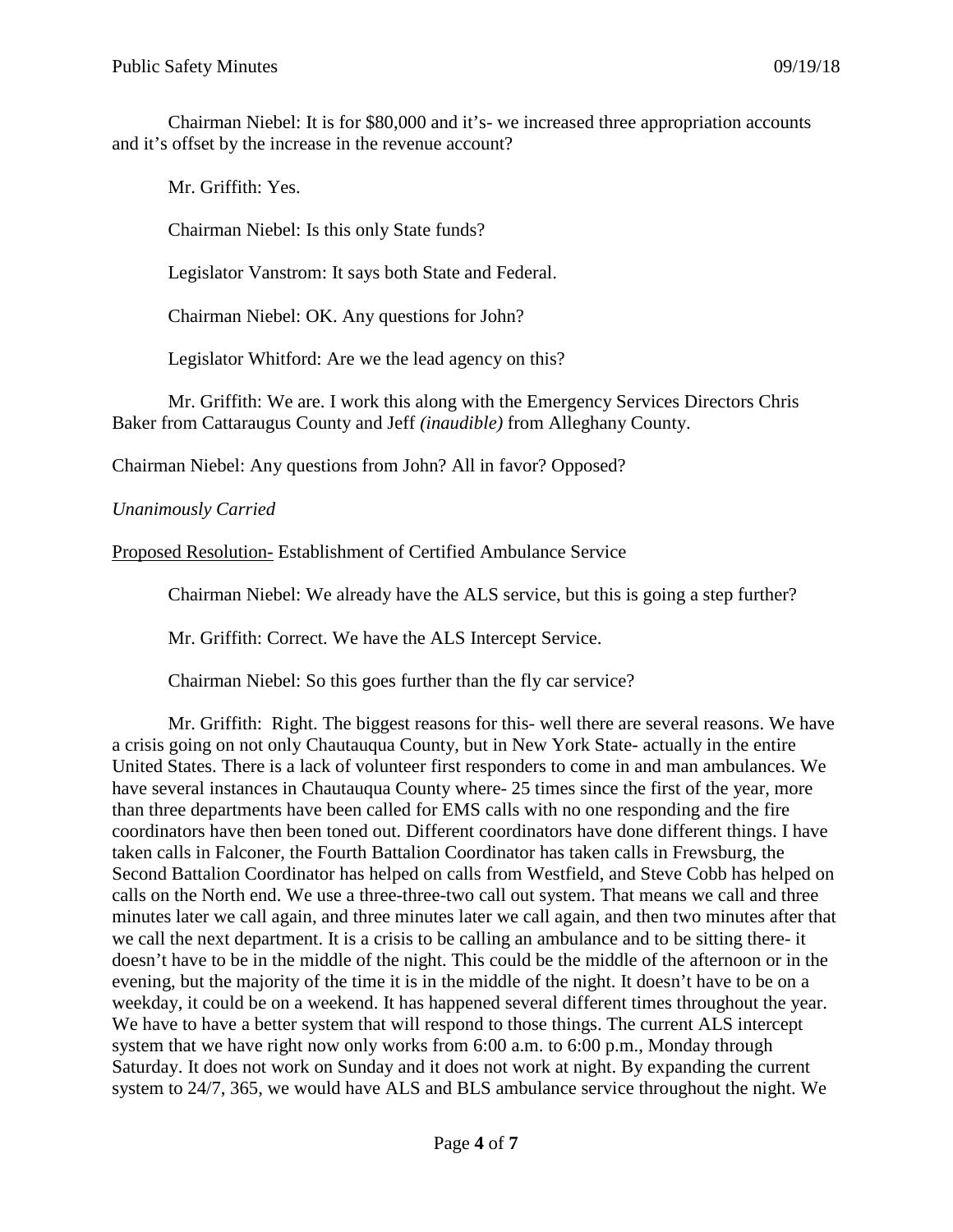Chairman Niebel: It is for $80,000 and it's- we increased three appropriation accounts and it's offset by the increase in the revenue account?

Mr. Griffith: Yes.

Chairman Niebel: Is this only State funds?

Legislator Vanstrom: It says both State and Federal.

Chairman Niebel: OK. Any questions for John?

Legislator Whitford: Are we the lead agency on this?

Mr. Griffith: We are. I work this along with the Emergency Services Directors Chris Baker from Cattaraugus County and Jeff *(inaudible)* from Alleghany County.

Chairman Niebel: Any questions from John? All in favor? Opposed?

*Unanimously Carried*

Proposed Resolution- Establishment of Certified Ambulance Service

Chairman Niebel: We already have the ALS service, but this is going a step further?

Mr. Griffith: Correct. We have the ALS Intercept Service.

Chairman Niebel: So this goes further than the fly car service?

Mr. Griffith: Right. The biggest reasons for this- well there are several reasons. We have a crisis going on not only Chautauqua County, but in New York State- actually in the entire United States. There is a lack of volunteer first responders to come in and man ambulances. We have several instances in Chautauqua County where- 25 times since the first of the year, more than three departments have been called for EMS calls with no one responding and the fire coordinators have then been toned out. Different coordinators have done different things. I have taken calls in Falconer, the Fourth Battalion Coordinator has taken calls in Frewsburg, the Second Battalion Coordinator has helped on calls from Westfield, and Steve Cobb has helped on calls on the North end. We use a three-three-two call out system. That means we call and three minutes later we call again, and three minutes later we call again, and then two minutes after that we call the next department. It is a crisis to be calling an ambulance and to be sitting there- it doesn't have to be in the middle of the night. This could be the middle of the afternoon or in the evening, but the majority of the time it is in the middle of the night. It doesn't have to be on a weekday, it could be on a weekend. It has happened several different times throughout the year. We have to have a better system that will respond to those things. The current ALS intercept system that we have right now only works from 6:00 a.m. to 6:00 p.m., Monday through Saturday. It does not work on Sunday and it does not work at night. By expanding the current system to 24/7, 365, we would have ALS and BLS ambulance service throughout the night. We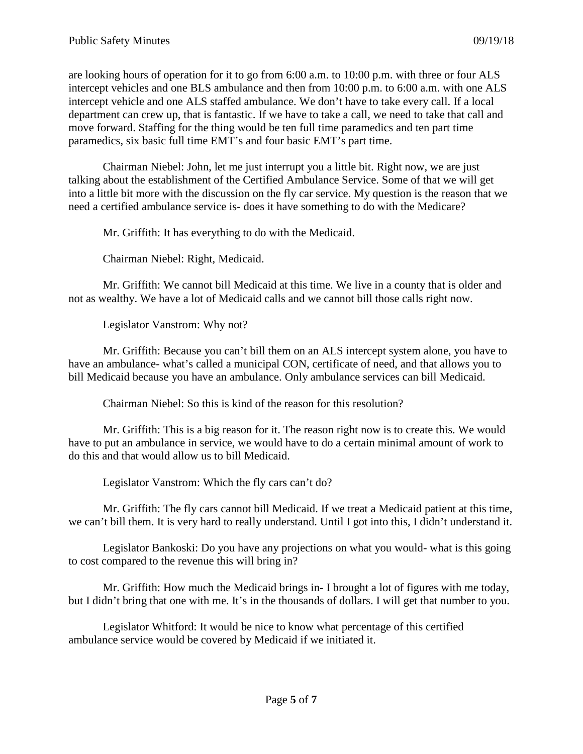are looking hours of operation for it to go from 6:00 a.m. to 10:00 p.m. with three or four ALS intercept vehicles and one BLS ambulance and then from 10:00 p.m. to 6:00 a.m. with one ALS intercept vehicle and one ALS staffed ambulance. We don't have to take every call. If a local department can crew up, that is fantastic. If we have to take a call, we need to take that call and move forward. Staffing for the thing would be ten full time paramedics and ten part time paramedics, six basic full time EMT's and four basic EMT's part time.

Chairman Niebel: John, let me just interrupt you a little bit. Right now, we are just talking about the establishment of the Certified Ambulance Service. Some of that we will get into a little bit more with the discussion on the fly car service. My question is the reason that we need a certified ambulance service is- does it have something to do with the Medicare?

Mr. Griffith: It has everything to do with the Medicaid.

Chairman Niebel: Right, Medicaid.

Mr. Griffith: We cannot bill Medicaid at this time. We live in a county that is older and not as wealthy. We have a lot of Medicaid calls and we cannot bill those calls right now.

Legislator Vanstrom: Why not?

Mr. Griffith: Because you can't bill them on an ALS intercept system alone, you have to have an ambulance- what's called a municipal CON, certificate of need, and that allows you to bill Medicaid because you have an ambulance. Only ambulance services can bill Medicaid.

Chairman Niebel: So this is kind of the reason for this resolution?

Mr. Griffith: This is a big reason for it. The reason right now is to create this. We would have to put an ambulance in service, we would have to do a certain minimal amount of work to do this and that would allow us to bill Medicaid.

Legislator Vanstrom: Which the fly cars can't do?

Mr. Griffith: The fly cars cannot bill Medicaid. If we treat a Medicaid patient at this time, we can't bill them. It is very hard to really understand. Until I got into this, I didn't understand it.

Legislator Bankoski: Do you have any projections on what you would- what is this going to cost compared to the revenue this will bring in?

Mr. Griffith: How much the Medicaid brings in- I brought a lot of figures with me today, but I didn't bring that one with me. It's in the thousands of dollars. I will get that number to you.

Legislator Whitford: It would be nice to know what percentage of this certified ambulance service would be covered by Medicaid if we initiated it.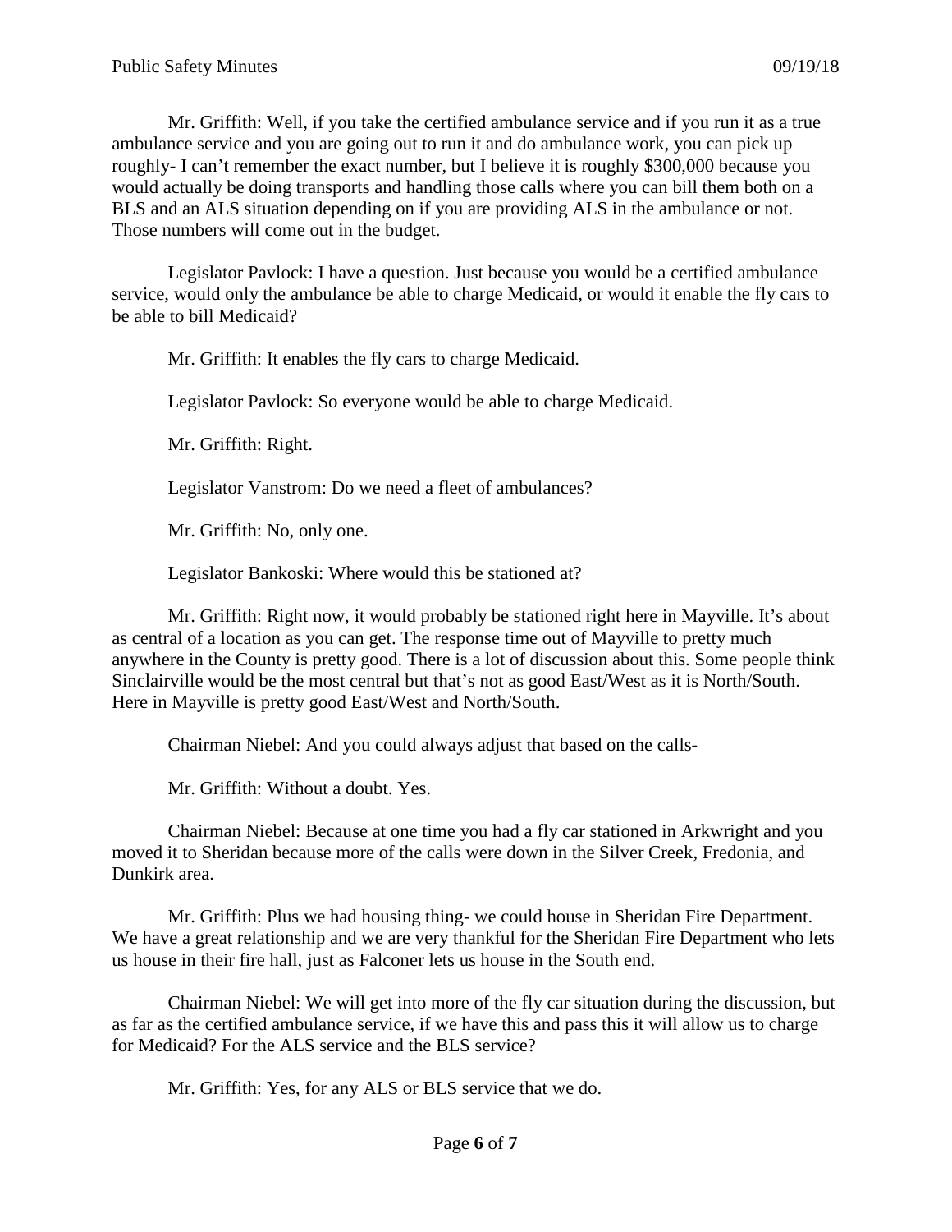Mr. Griffith: Well, if you take the certified ambulance service and if you run it as a true ambulance service and you are going out to run it and do ambulance work, you can pick up roughly- I can't remember the exact number, but I believe it is roughly $300,000 because you would actually be doing transports and handling those calls where you can bill them both on a BLS and an ALS situation depending on if you are providing ALS in the ambulance or not. Those numbers will come out in the budget.

Legislator Pavlock: I have a question. Just because you would be a certified ambulance service, would only the ambulance be able to charge Medicaid, or would it enable the fly cars to be able to bill Medicaid?

Mr. Griffith: It enables the fly cars to charge Medicaid.

Legislator Pavlock: So everyone would be able to charge Medicaid.

Mr. Griffith: Right.

Legislator Vanstrom: Do we need a fleet of ambulances?

Mr. Griffith: No, only one.

Legislator Bankoski: Where would this be stationed at?

Mr. Griffith: Right now, it would probably be stationed right here in Mayville. It's about as central of a location as you can get. The response time out of Mayville to pretty much anywhere in the County is pretty good. There is a lot of discussion about this. Some people think Sinclairville would be the most central but that's not as good East/West as it is North/South. Here in Mayville is pretty good East/West and North/South.

Chairman Niebel: And you could always adjust that based on the calls-

Mr. Griffith: Without a doubt. Yes.

Chairman Niebel: Because at one time you had a fly car stationed in Arkwright and you moved it to Sheridan because more of the calls were down in the Silver Creek, Fredonia, and Dunkirk area.

Mr. Griffith: Plus we had housing thing- we could house in Sheridan Fire Department. We have a great relationship and we are very thankful for the Sheridan Fire Department who lets us house in their fire hall, just as Falconer lets us house in the South end.

Chairman Niebel: We will get into more of the fly car situation during the discussion, but as far as the certified ambulance service, if we have this and pass this it will allow us to charge for Medicaid? For the ALS service and the BLS service?

Mr. Griffith: Yes, for any ALS or BLS service that we do.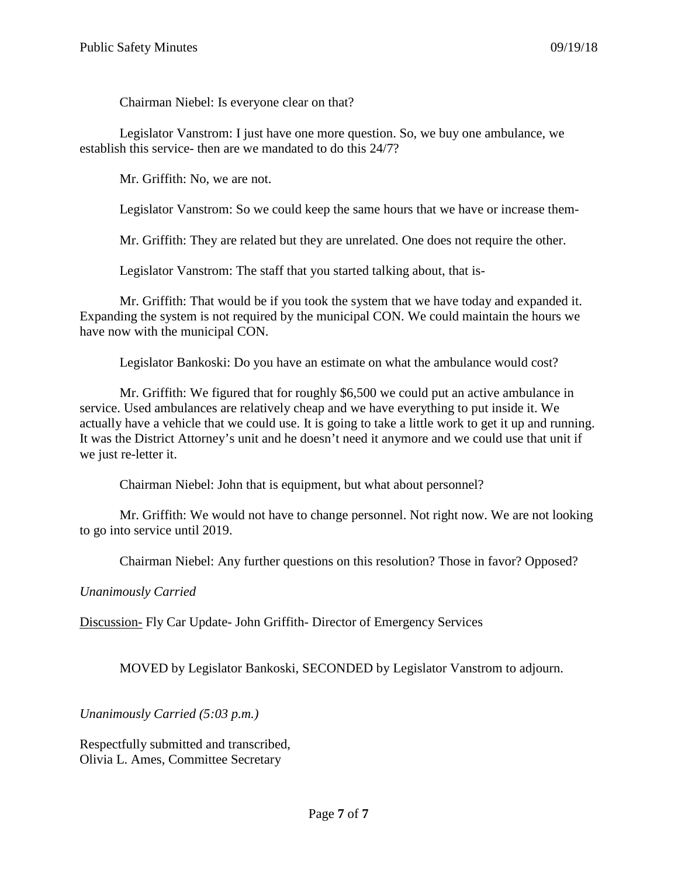Chairman Niebel: Is everyone clear on that?

Legislator Vanstrom: I just have one more question. So, we buy one ambulance, we establish this service- then are we mandated to do this 24/7?

Mr. Griffith: No, we are not.

Legislator Vanstrom: So we could keep the same hours that we have or increase them-

Mr. Griffith: They are related but they are unrelated. One does not require the other.

Legislator Vanstrom: The staff that you started talking about, that is-

Mr. Griffith: That would be if you took the system that we have today and expanded it. Expanding the system is not required by the municipal CON. We could maintain the hours we have now with the municipal CON.

Legislator Bankoski: Do you have an estimate on what the ambulance would cost?

Mr. Griffith: We figured that for roughly $6,500 we could put an active ambulance in service. Used ambulances are relatively cheap and we have everything to put inside it. We actually have a vehicle that we could use. It is going to take a little work to get it up and running. It was the District Attorney's unit and he doesn't need it anymore and we could use that unit if we just re-letter it.

Chairman Niebel: John that is equipment, but what about personnel?

Mr. Griffith: We would not have to change personnel. Not right now. We are not looking to go into service until 2019.

Chairman Niebel: Any further questions on this resolution? Those in favor? Opposed?

*Unanimously Carried*

<u>Discussion-</u> Fly Car Update- John Griffith- Director of Emergency Services

MOVED by Legislator Bankoski, SECONDED by Legislator Vanstrom to adjourn.

*Unanimously Carried (5:03 p.m.)*

Respectfully submitted and transcribed,
Olivia L. Ames, Committee Secretary